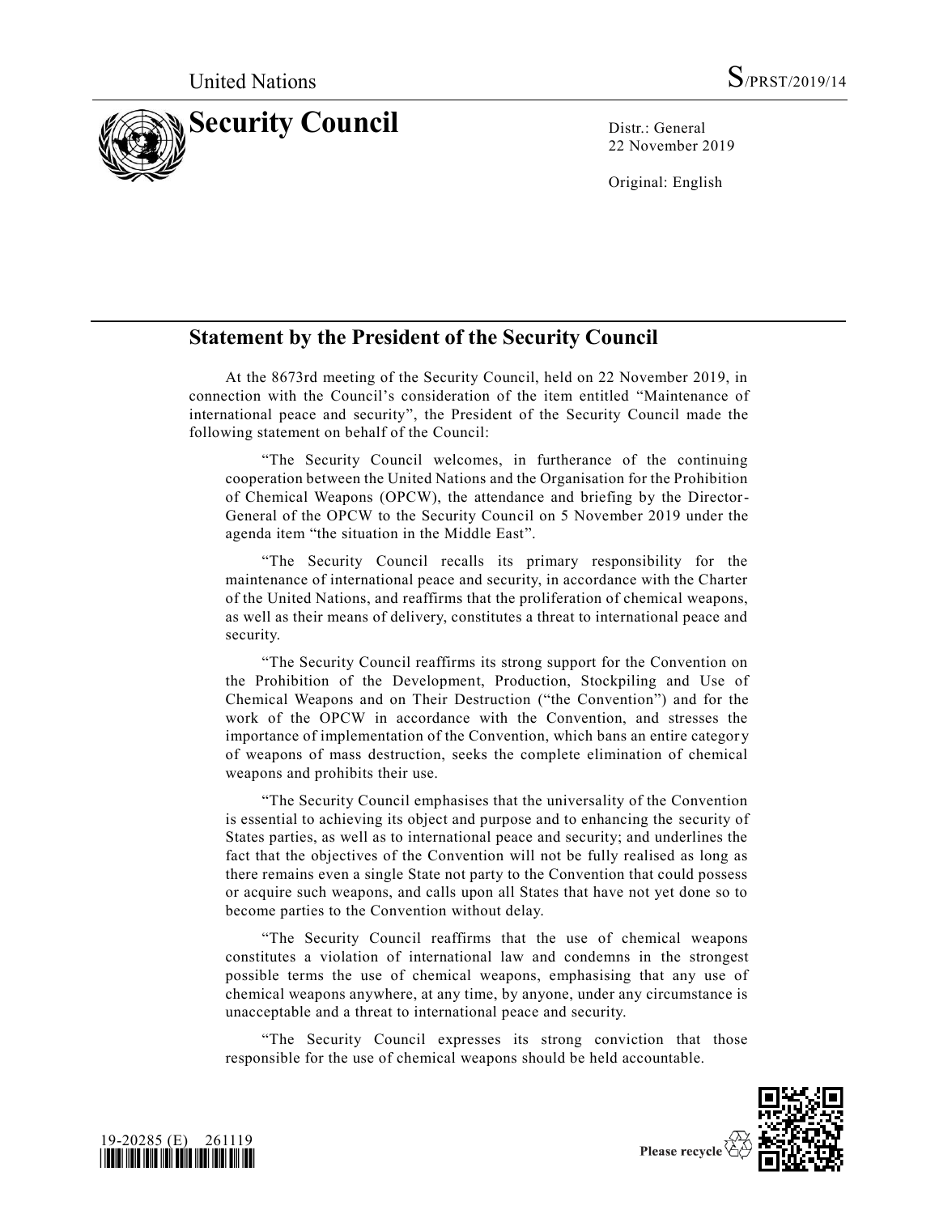United Nations

S/PRST/2019/14

# Security Council

Distr.: General
22 November 2019

Original: English

## Statement by the President of the Security Council

At the 8673rd meeting of the Security Council, held on 22 November 2019, in connection with the Council's consideration of the item entitled "Maintenance of international peace and security", the President of the Security Council made the following statement on behalf of the Council:

"The Security Council welcomes, in furtherance of the continuing cooperation between the United Nations and the Organisation for the Prohibition of Chemical Weapons (OPCW), the attendance and briefing by the Director-General of the OPCW to the Security Council on 5 November 2019 under the agenda item "the situation in the Middle East".

"The Security Council recalls its primary responsibility for the maintenance of international peace and security, in accordance with the Charter of the United Nations, and reaffirms that the proliferation of chemical weapons, as well as their means of delivery, constitutes a threat to international peace and security.

"The Security Council reaffirms its strong support for the Convention on the Prohibition of the Development, Production, Stockpiling and Use of Chemical Weapons and on Their Destruction ("the Convention") and for the work of the OPCW in accordance with the Convention, and stresses the importance of implementation of the Convention, which bans an entire category of weapons of mass destruction, seeks the complete elimination of chemical weapons and prohibits their use.

"The Security Council emphasises that the universality of the Convention is essential to achieving its object and purpose and to enhancing the security of States parties, as well as to international peace and security; and underlines the fact that the objectives of the Convention will not be fully realised as long as there remains even a single State not party to the Convention that could possess or acquire such weapons, and calls upon all States that have not yet done so to become parties to the Convention without delay.

"The Security Council reaffirms that the use of chemical weapons constitutes a violation of international law and condemns in the strongest possible terms the use of chemical weapons, emphasising that any use of chemical weapons anywhere, at any time, by anyone, under any circumstance is unacceptable and a threat to international peace and security.

"The Security Council expresses its strong conviction that those responsible for the use of chemical weapons should be held accountable.

19-20285 (E) 261119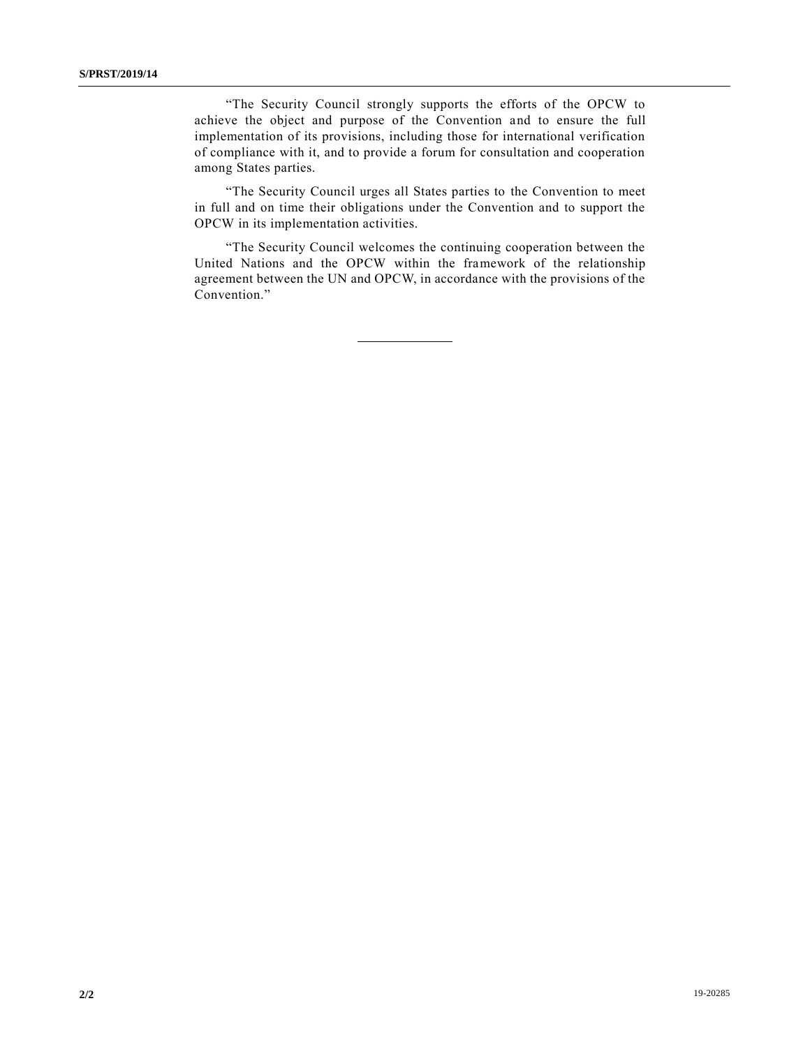"The Security Council strongly supports the efforts of the OPCW to achieve the object and purpose of the Convention and to ensure the full implementation of its provisions, including those for international verification of compliance with it, and to provide a forum for consultation and cooperation among States parties.

"The Security Council urges all States parties to the Convention to meet in full and on time their obligations under the Convention and to support the OPCW in its implementation activities.

"The Security Council welcomes the continuing cooperation between the United Nations and the OPCW within the framework of the relationship agreement between the UN and OPCW, in accordance with the provisions of the Convention."